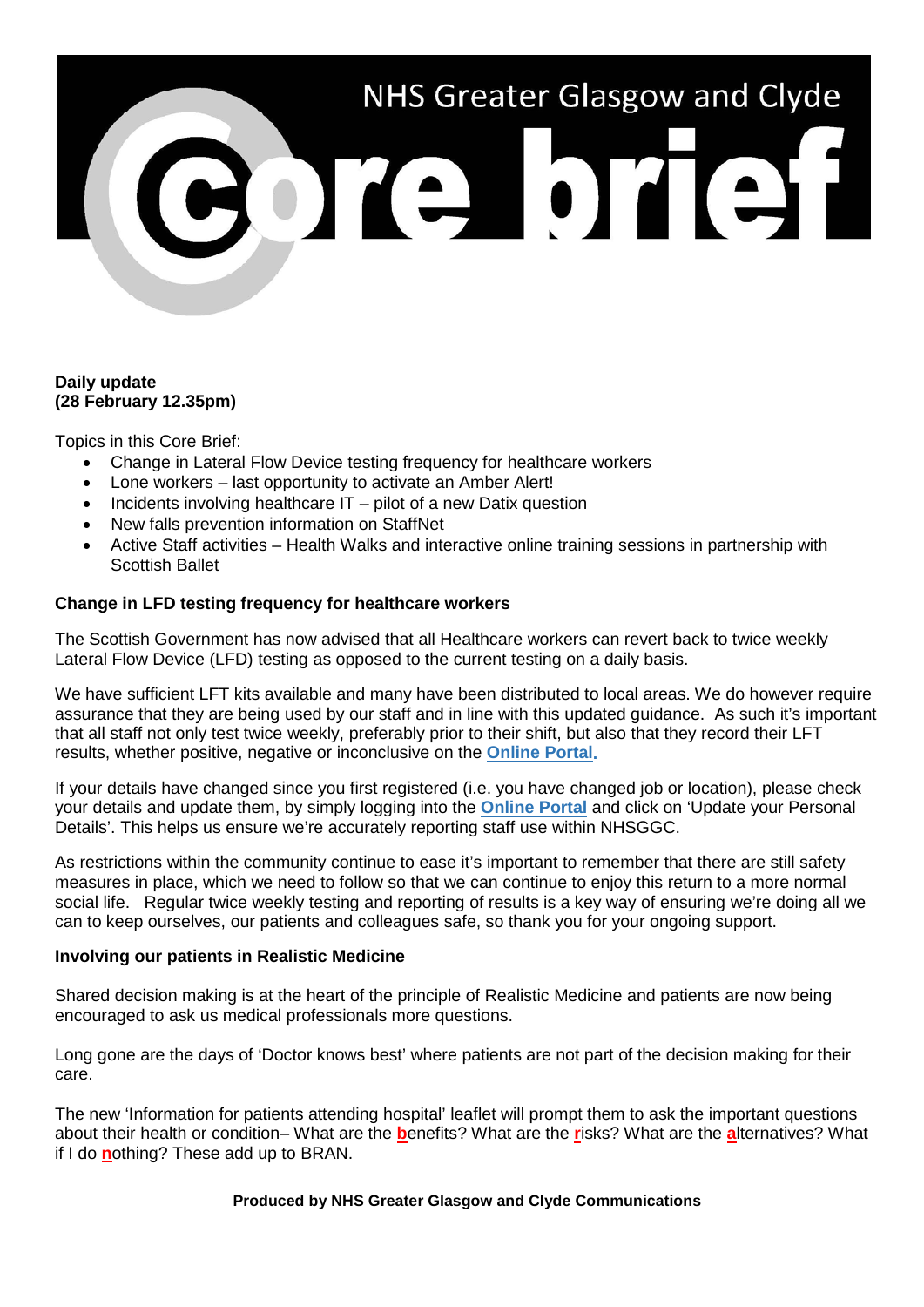# NHS Greater Glasgow and Clyde Core brief

**Daily update**
**(28 February 12.35pm)**

Topics in this Core Brief:

- Change in Lateral Flow Device testing frequency for healthcare workers
- Lone workers – last opportunity to activate an Amber Alert!
- Incidents involving healthcare IT – pilot of a new Datix question
- New falls prevention information on StaffNet
- Active Staff activities – Health Walks and interactive online training sessions in partnership with Scottish Ballet

**Change in LFD testing frequency for healthcare workers**

The Scottish Government has now advised that all Healthcare workers can revert back to twice weekly Lateral Flow Device (LFD) testing as opposed to the current testing on a daily basis.

We have sufficient LFT kits available and many have been distributed to local areas. We do however require assurance that they are being used by our staff and in line with this updated guidance. As such it's important that all staff not only test twice weekly, preferably prior to their shift, but also that they record their LFT results, whether positive, negative or inconclusive on the **Online Portal**.

If your details have changed since you first registered (i.e. you have changed job or location), please check your details and update them, by simply logging into the **Online Portal** and click on 'Update your Personal Details'. This helps us ensure we're accurately reporting staff use within NHSGGC.

As restrictions within the community continue to ease it's important to remember that there are still safety measures in place, which we need to follow so that we can continue to enjoy this return to a more normal social life. Regular twice weekly testing and reporting of results is a key way of ensuring we're doing all we can to keep ourselves, our patients and colleagues safe, so thank you for your ongoing support.

**Involving our patients in Realistic Medicine**

Shared decision making is at the heart of the principle of Realistic Medicine and patients are now being encouraged to ask us medical professionals more questions.

Long gone are the days of 'Doctor knows best' where patients are not part of the decision making for their care.

The new 'Information for patients attending hospital' leaflet will prompt them to ask the important questions about their health or condition– What are the **b**enefits? What are the **r**isks? What are the **a**lternatives? What if I do **n**othing? These add up to BRAN.

**Produced by NHS Greater Glasgow and Clyde Communications**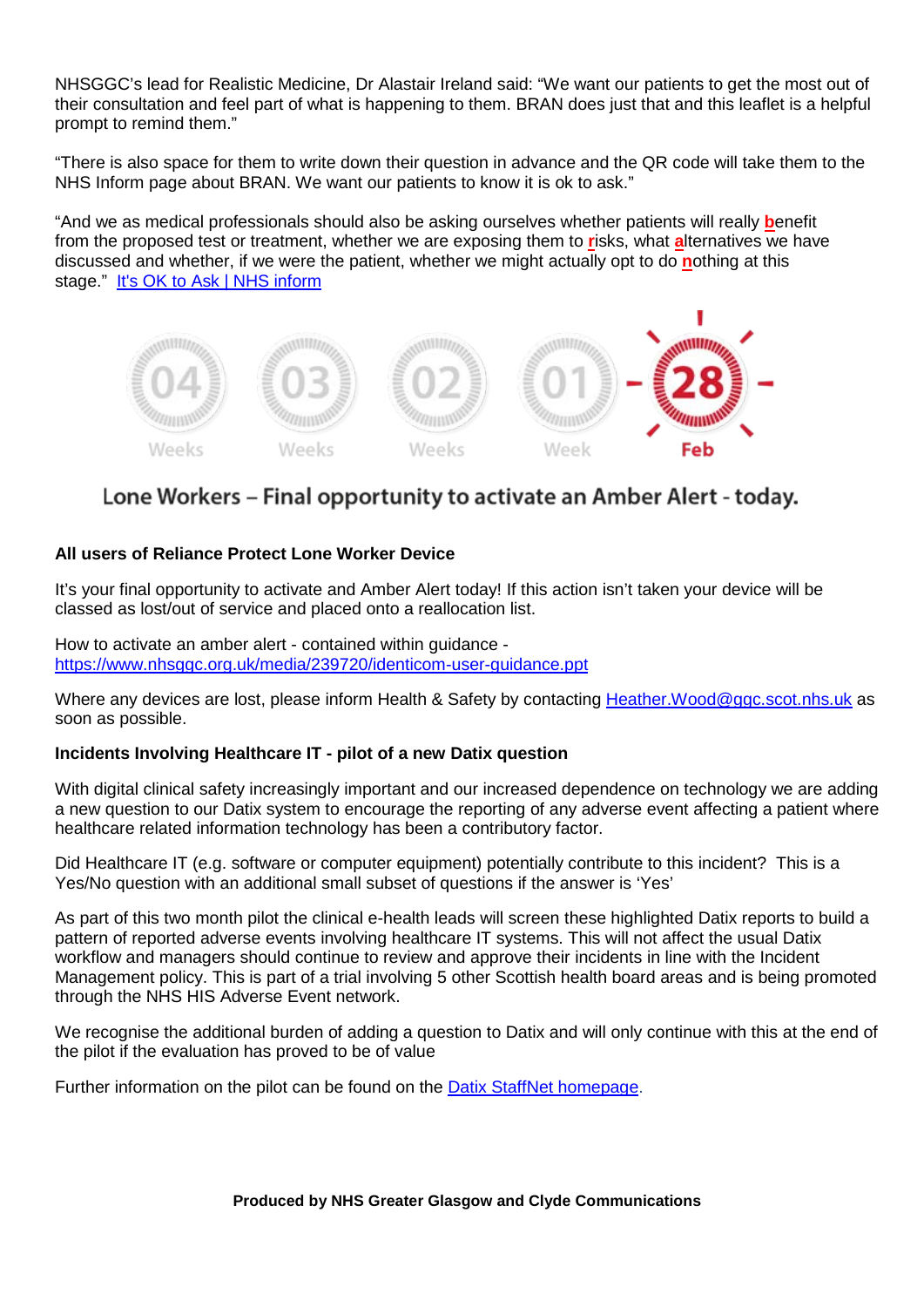NHSGGC's lead for Realistic Medicine, Dr Alastair Ireland said: "We want our patients to get the most out of their consultation and feel part of what is happening to them. BRAN does just that and this leaflet is a helpful prompt to remind them."

"There is also space for them to write down their question in advance and the QR code will take them to the NHS Inform page about BRAN. We want our patients to know it is ok to ask."

"And we as medical professionals should also be asking ourselves whether patients will really **b**enefit from the proposed test or treatment, whether we are exposing them to **r**isks, what **a**lternatives we have discussed and whether, if we were the patient, whether we might actually opt to do **n**othing at this stage." It's OK to Ask | NHS inform

04 Weeks 03 Weeks 02 Weeks 01 Week 28 Feb

## Lone Workers – Final opportunity to activate an Amber Alert - today.

**All users of Reliance Protect Lone Worker Device**

It's your final opportunity to activate and Amber Alert today! If this action isn't taken your device will be classed as lost/out of service and placed onto a reallocation list.

How to activate an amber alert - contained within guidance - https://www.nhsggc.org.uk/media/239720/identicom-user-guidance.ppt

Where any devices are lost, please inform Health & Safety by contacting Heather.Wood@ggc.scot.nhs.uk as soon as possible.

**Incidents Involving Healthcare IT - pilot of a new Datix question**

With digital clinical safety increasingly important and our increased dependence on technology we are adding a new question to our Datix system to encourage the reporting of any adverse event affecting a patient where healthcare related information technology has been a contributory factor.

Did Healthcare IT (e.g. software or computer equipment) potentially contribute to this incident? This is a Yes/No question with an additional small subset of questions if the answer is 'Yes'

As part of this two month pilot the clinical e-health leads will screen these highlighted Datix reports to build a pattern of reported adverse events involving healthcare IT systems. This will not affect the usual Datix workflow and managers should continue to review and approve their incidents in line with the Incident Management policy. This is part of a trial involving 5 other Scottish health board areas and is being promoted through the NHS HIS Adverse Event network.

We recognise the additional burden of adding a question to Datix and will only continue with this at the end of the pilot if the evaluation has proved to be of value

Further information on the pilot can be found on the Datix StaffNet homepage.

**Produced by NHS Greater Glasgow and Clyde Communications**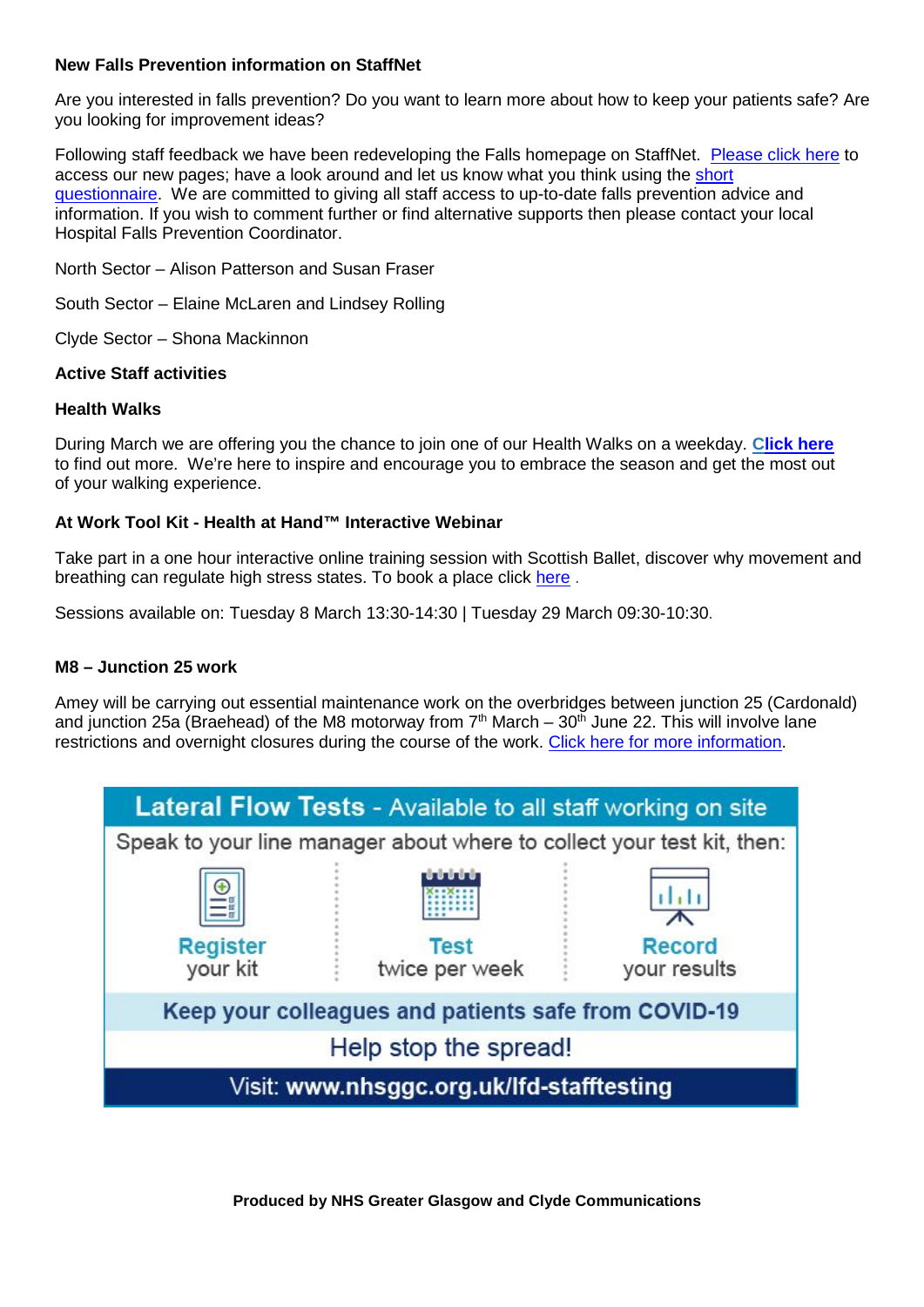**New Falls Prevention information on StaffNet**

Are you interested in falls prevention? Do you want to learn more about how to keep your patients safe? Are you looking for improvement ideas?

Following staff feedback we have been redeveloping the Falls homepage on StaffNet. Please click here to access our new pages; have a look around and let us know what you think using the short questionnaire. We are committed to giving all staff access to up-to-date falls prevention advice and information. If you wish to comment further or find alternative supports then please contact your local Hospital Falls Prevention Coordinator.

North Sector – Alison Patterson and Susan Fraser

South Sector – Elaine McLaren and Lindsey Rolling

Clyde Sector – Shona Mackinnon

**Active Staff activities**

**Health Walks**

During March we are offering you the chance to join one of our Health Walks on a weekday. **Click here** to find out more. We're here to inspire and encourage you to embrace the season and get the most out of your walking experience.

**At Work Tool Kit - Health at Hand™ Interactive Webinar**

Take part in a one hour interactive online training session with Scottish Ballet, discover why movement and breathing can regulate high stress states. To book a place click here .

Sessions available on: Tuesday 8 March 13:30-14:30 | Tuesday 29 March 09:30-10:30.

**M8 – Junction 25 work**

Amey will be carrying out essential maintenance work on the overbridges between junction 25 (Cardonald) and junction 25a (Braehead) of the M8 motorway from 7th March – 30th June 22. This will involve lane restrictions and overnight closures during the course of the work. Click here for more information.

**Lateral Flow Tests** - Available to all staff working on site

Speak to your line manager about where to collect your test kit, then:

**Register** your kit | **Test** twice per week | **Record** your results

**Keep your colleagues and patients safe from COVID-19**

Help stop the spread!

Visit: **www.nhsggc.org.uk/lfd-stafftesting**

**Produced by NHS Greater Glasgow and Clyde Communications**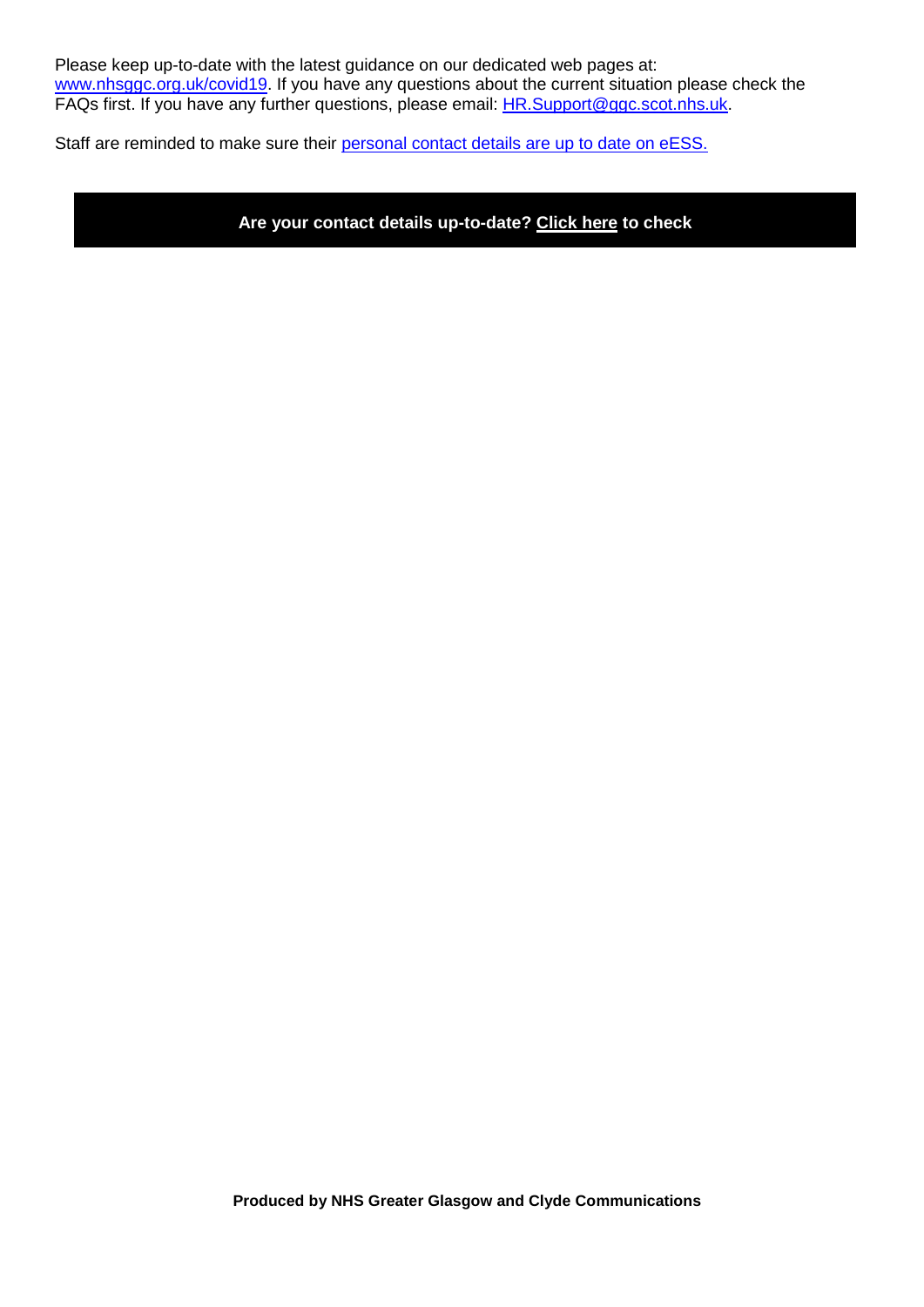Please keep up-to-date with the latest guidance on our dedicated web pages at: www.nhsggc.org.uk/covid19. If you have any questions about the current situation please check the FAQs first. If you have any further questions, please email: HR.Support@ggc.scot.nhs.uk.

Staff are reminded to make sure their personal contact details are up to date on eESS.

**Are your contact details up-to-date? Click here to check**

**Produced by NHS Greater Glasgow and Clyde Communications**